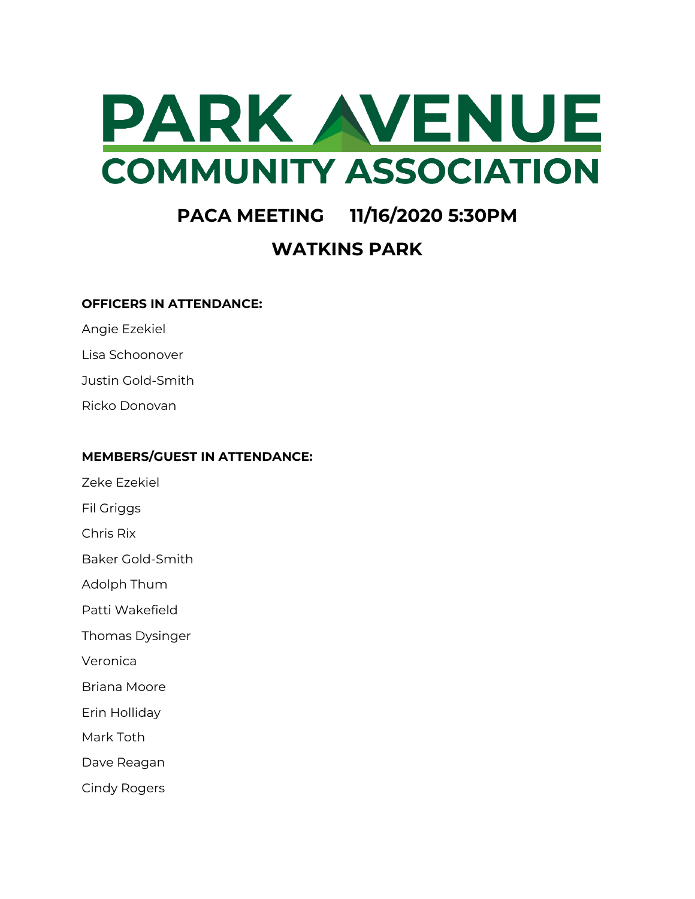# PARK AVENUE COMMUNITY ASSOCIATION

## PACA MEETING 11/16/2020 5:30PM

## WATKINS PARK

**OFFICERS IN ATTENDANCE:**

Angie Ezekiel

Lisa Schoonover

Justin Gold-Smith

Ricko Donovan

**MEMBERS/GUEST IN ATTENDANCE:**

Zeke Ezekiel

Fil Griggs

Chris Rix

Baker Gold-Smith

Adolph Thum

Patti Wakefield

Thomas Dysinger

Veronica

Briana Moore

Erin Holliday

Mark Toth

Dave Reagan

Cindy Rogers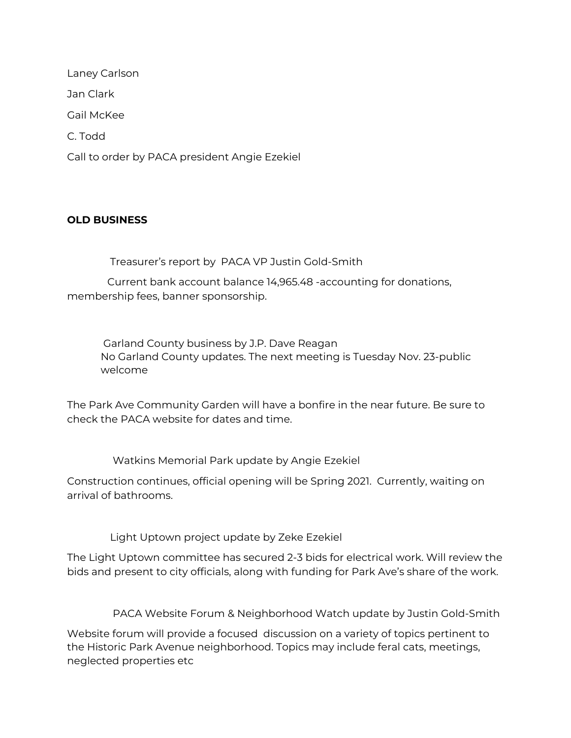Laney Carlson

Jan Clark

Gail McKee

C. Todd

Call to order by PACA president Angie Ezekiel

**OLD BUSINESS**

Treasurer's report by PACA VP Justin Gold-Smith

Current bank account balance 14,965.48 -accounting for donations, membership fees, banner sponsorship.

Garland County business by J.P. Dave Reagan

No Garland County updates. The next meeting is Tuesday Nov. 23-public welcome

The Park Ave Community Garden will have a bonfire in the near future. Be sure to check the PACA website for dates and time.

Watkins Memorial Park update by Angie Ezekiel

Construction continues, official opening will be Spring 2021. Currently, waiting on arrival of bathrooms.

Light Uptown project update by Zeke Ezekiel

The Light Uptown committee has secured 2-3 bids for electrical work. Will review the bids and present to city officials, along with funding for Park Ave's share of the work.

PACA Website Forum & Neighborhood Watch update by Justin Gold-Smith

Website forum will provide a focused discussion on a variety of topics pertinent to the Historic Park Avenue neighborhood. Topics may include feral cats, meetings, neglected properties etc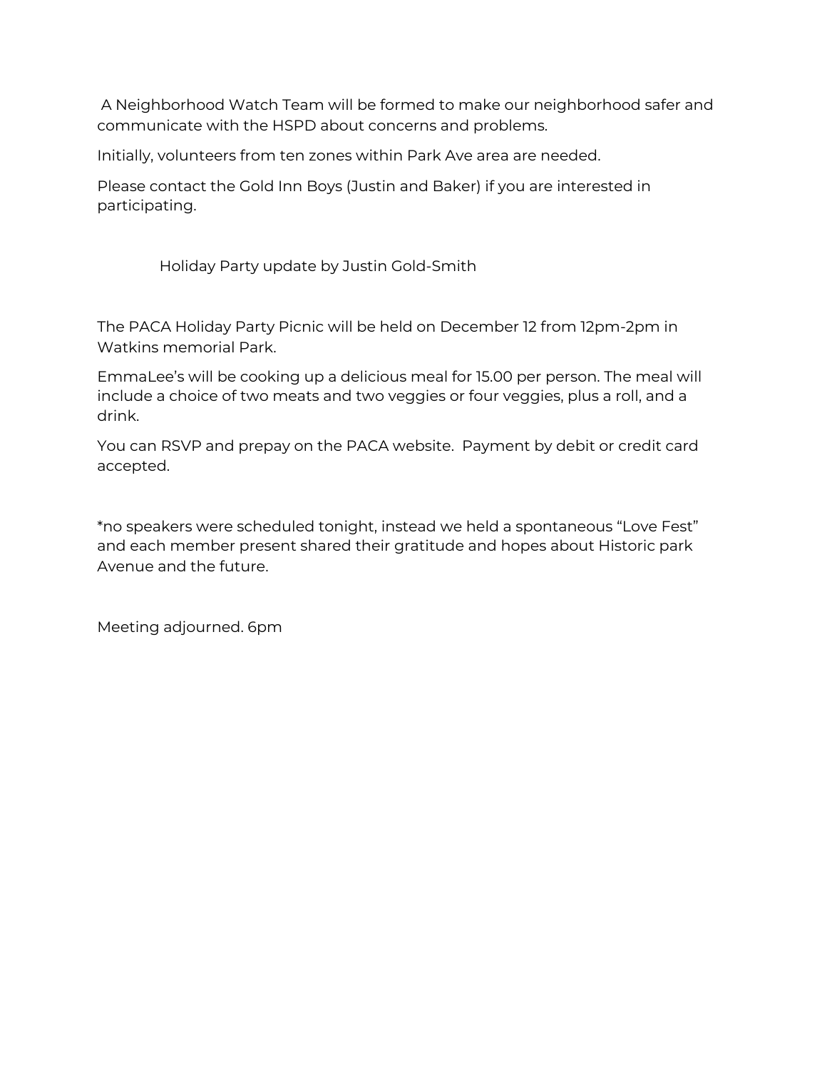A Neighborhood Watch Team will be formed to make our neighborhood safer and communicate with the HSPD about concerns and problems.

Initially, volunteers from ten zones within Park Ave area are needed.

Please contact the Gold Inn Boys (Justin and Baker) if you are interested in participating.

Holiday Party update by Justin Gold-Smith

The PACA Holiday Party Picnic will be held on December 12 from 12pm-2pm in Watkins memorial Park.

EmmaLee's will be cooking up a delicious meal for 15.00 per person. The meal will include a choice of two meats and two veggies or four veggies, plus a roll, and a drink.

You can RSVP and prepay on the PACA website. Payment by debit or credit card accepted.

*no speakers were scheduled tonight, instead we held a spontaneous "Love Fest" and each member present shared their gratitude and hopes about Historic park Avenue and the future.

Meeting adjourned. 6pm